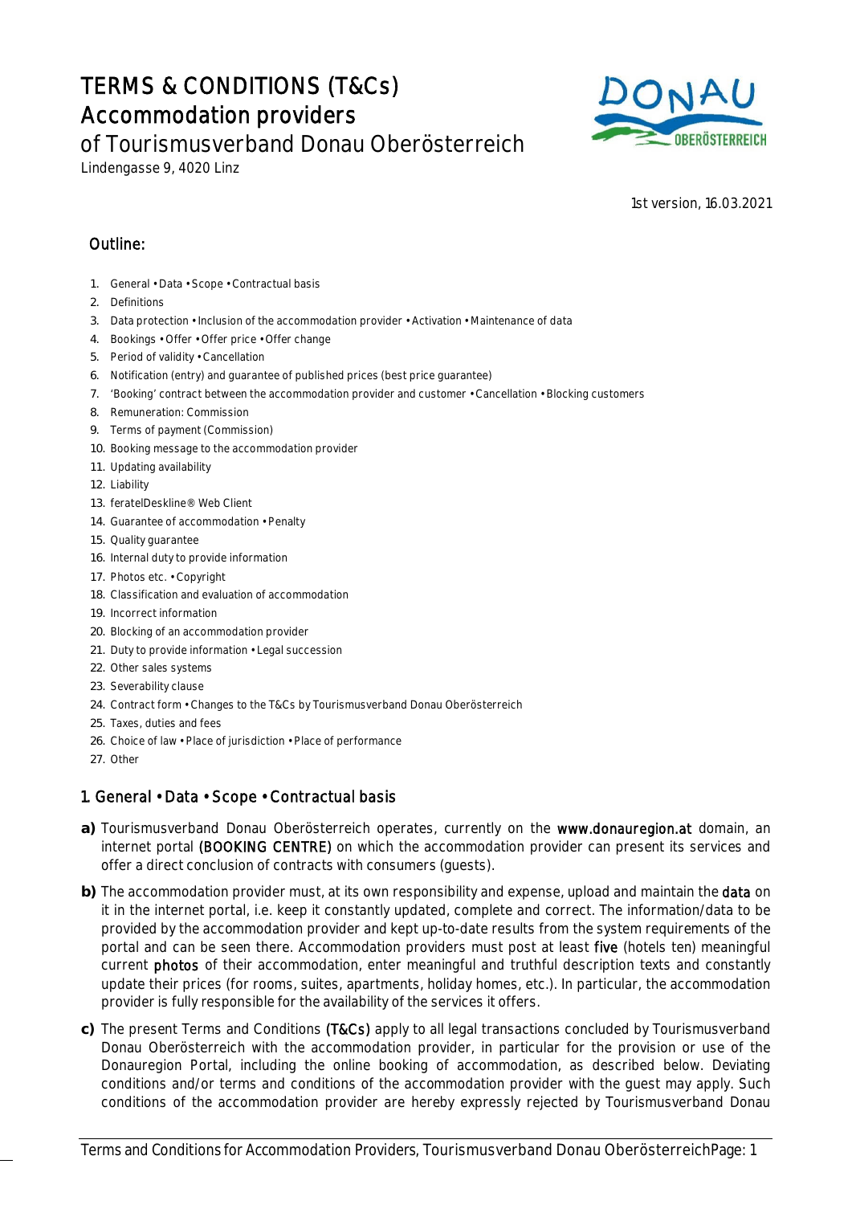# TERMS & CONDITIONS (T&Cs) Accommodation providers

of Tourismusverband Donau Oberösterreich

Lindengasse 9, 4020 Linz

1st version, 16.03.2021

## Outline:

1. General • Data • Scope • Contractual basis
2. Definitions
3. Data protection • Inclusion of the accommodation provider • Activation • Maintenance of data
4. Bookings • Offer • Offer price • Offer change
5. Period of validity • Cancellation
6. Notification (entry) and guarantee of published prices (best price guarantee)
7. 'Booking' contract between the accommodation provider and customer • Cancellation • Blocking customers
8. Remuneration: Commission
9. Terms of payment (Commission)
10. Booking message to the accommodation provider
11. Updating availability
12. Liability
13. feratelDeskline® Web Client
14. Guarantee of accommodation • Penalty
15. Quality guarantee
16. Internal duty to provide information
17. Photos etc. • Copyright
18. Classification and evaluation of accommodation
19. Incorrect information
20. Blocking of an accommodation provider
21. Duty to provide information • Legal succession
22. Other sales systems
23. Severability clause
24. Contract form • Changes to the T&Cs by Tourismusverband Donau Oberösterreich
25. Taxes, duties and fees
26. Choice of law • Place of jurisdiction • Place of performance
27. Other

## 1. General • Data • Scope • Contractual basis

**a)** Tourismusverband Donau Oberösterreich operates, currently on the **www.donauregion.at** domain, an internet portal **(BOOKING CENTRE)** on which the accommodation provider can present its services and offer a direct conclusion of contracts with consumers (guests).

**b)** The accommodation provider must, at its own responsibility and expense, upload and maintain the **data** on it in the internet portal, i.e. keep it constantly updated, complete and correct. The information/data to be provided by the accommodation provider and kept up-to-date results from the system requirements of the portal and can be seen there. Accommodation providers must post at least **five** (hotels ten) meaningful current **photos** of their accommodation, enter meaningful and truthful description texts and constantly update their prices (for rooms, suites, apartments, holiday homes, etc.). In particular, the accommodation provider is fully responsible for the availability of the services it offers.

**c)** The present Terms and Conditions **(T&Cs)** apply to all legal transactions concluded by Tourismusverband Donau Oberösterreich with the accommodation provider, in particular for the provision or use of the Donauregion Portal, including the online booking of accommodation, as described below. Deviating conditions and/or terms and conditions of the accommodation provider with the guest may apply. Such conditions of the accommodation provider are hereby expressly rejected by Tourismusverband Donau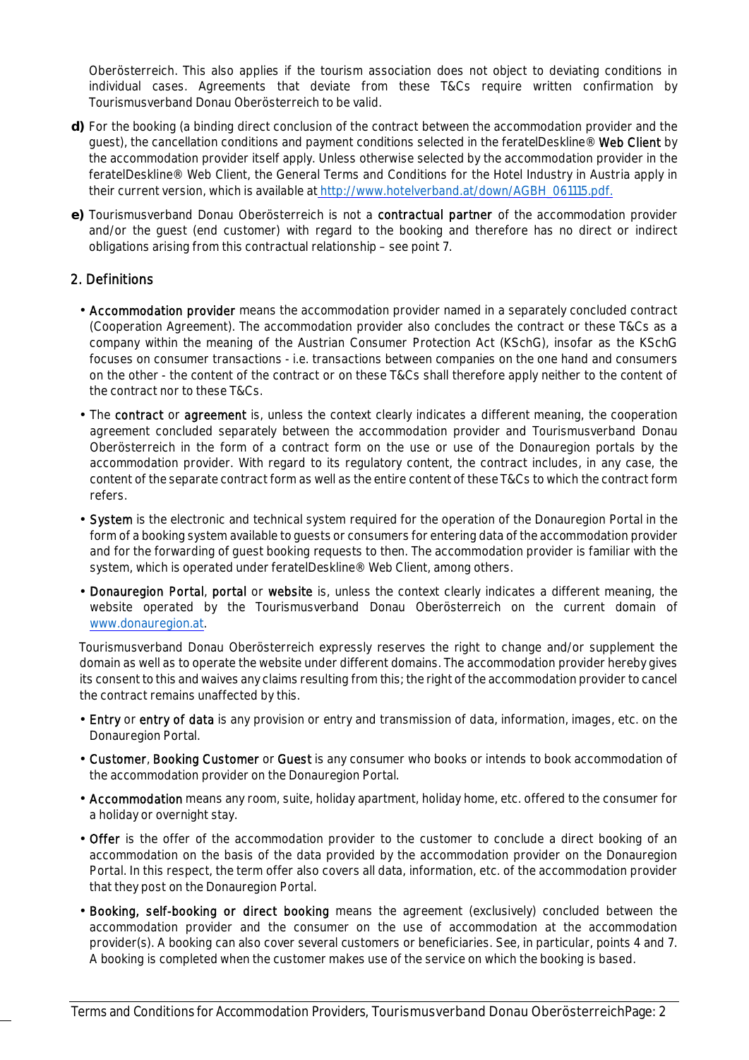Oberösterreich. This also applies if the tourism association does not object to deviating conditions in individual cases. Agreements that deviate from these T&Cs require written confirmation by Tourismusverband Donau Oberösterreich to be valid.

**d)** For the booking (a binding direct conclusion of the contract between the accommodation provider and the guest), the cancellation conditions and payment conditions selected in the feratelDeskline® **Web Client** by the accommodation provider itself apply. Unless otherwise selected by the accommodation provider in the feratelDeskline® Web Client, the General Terms and Conditions for the Hotel Industry in Austria apply in their current version, which is available at http://www.hotelverband.at/down/AGBH_061115.pdf.

**e)** Tourismusverband Donau Oberösterreich is not a **contractual partner** of the accommodation provider and/or the guest (end customer) with regard to the booking and therefore has no direct or indirect obligations arising from this contractual relationship – see point 7.

## 2. Definitions

- **Accommodation provider** means the accommodation provider named in a separately concluded contract (Cooperation Agreement). The accommodation provider also concludes the contract or these T&Cs as a company within the meaning of the Austrian Consumer Protection Act (KSchG), insofar as the KSchG focuses on consumer transactions - i.e. transactions between companies on the one hand and consumers on the other - the content of the contract or on these T&Cs shall therefore apply neither to the content of the contract nor to these T&Cs.
- The **contract** or **agreement** is, unless the context clearly indicates a different meaning, the cooperation agreement concluded separately between the accommodation provider and Tourismusverband Donau Oberösterreich in the form of a contract form on the use or use of the Donauregion portals by the accommodation provider. With regard to its regulatory content, the contract includes, in any case, the content of the separate contract form as well as the entire content of these T&Cs to which the contract form refers.
- **System** is the electronic and technical system required for the operation of the Donauregion Portal in the form of a booking system available to guests or consumers for entering data of the accommodation provider and for the forwarding of guest booking requests to then. The accommodation provider is familiar with the system, which is operated under feratelDeskline® Web Client, among others.
- **Donauregion Portal**, **portal** or **website** is, unless the context clearly indicates a different meaning, the website operated by the Tourismusverband Donau Oberösterreich on the current domain of www.donauregion.at.

Tourismusverband Donau Oberösterreich expressly reserves the right to change and/or supplement the domain as well as to operate the website under different domains. The accommodation provider hereby gives its consent to this and waives any claims resulting from this; the right of the accommodation provider to cancel the contract remains unaffected by this.

- **Entry** or **entry of data** is any provision or entry and transmission of data, information, images, etc. on the Donauregion Portal.
- **Customer**, **Booking Customer** or **Guest** is any consumer who books or intends to book accommodation of the accommodation provider on the Donauregion Portal.
- **Accommodation** means any room, suite, holiday apartment, holiday home, etc. offered to the consumer for a holiday or overnight stay.
- **Offer** is the offer of the accommodation provider to the customer to conclude a direct booking of an accommodation on the basis of the data provided by the accommodation provider on the Donauregion Portal. In this respect, the term offer also covers all data, information, etc. of the accommodation provider that they post on the Donauregion Portal.
- **Booking, self-booking or direct booking** means the agreement (exclusively) concluded between the accommodation provider and the consumer on the use of accommodation at the accommodation provider(s). A booking can also cover several customers or beneficiaries. See, in particular, points 4 and 7. A booking is completed when the customer makes use of the service on which the booking is based.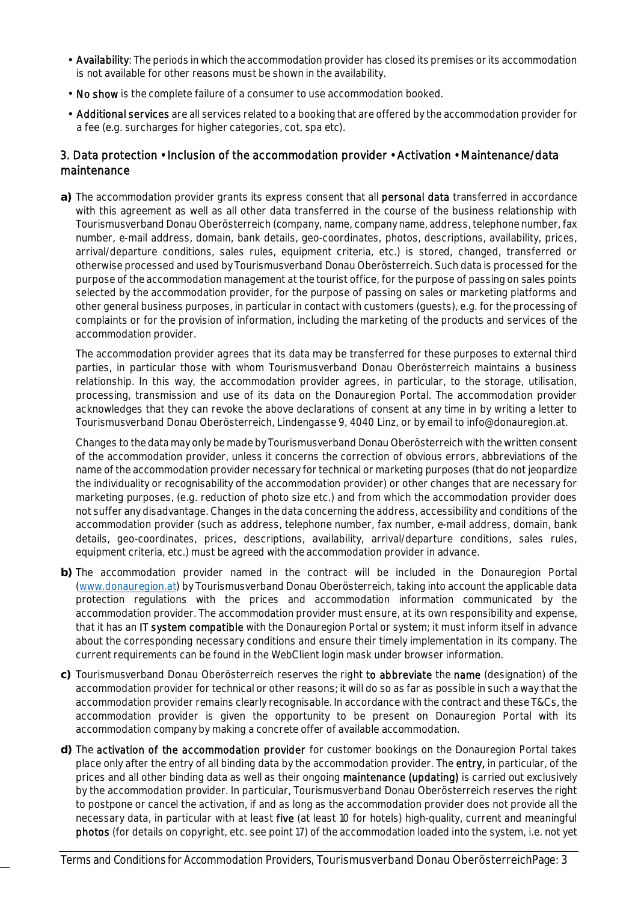- **Availability**: The periods in which the accommodation provider has closed its premises or its accommodation is not available for other reasons must be shown in the availability.
- **No show** is the complete failure of a consumer to use accommodation booked.
- **Additional services** are all services related to a booking that are offered by the accommodation provider for a fee (e.g. surcharges for higher categories, cot, spa etc).

## 3. Data protection • Inclusion of the accommodation provider • Activation • Maintenance/data maintenance

**a)** The accommodation provider grants its express consent that all **personal data** transferred in accordance with this agreement as well as all other data transferred in the course of the business relationship with Tourismusverband Donau Oberösterreich (company, name, company name, address, telephone number, fax number, e-mail address, domain, bank details, geo-coordinates, photos, descriptions, availability, prices, arrival/departure conditions, sales rules, equipment criteria, etc.) is stored, changed, transferred or otherwise processed and used by Tourismusverband Donau Oberösterreich. Such data is processed for the purpose of the accommodation management at the tourist office, for the purpose of passing on sales points selected by the accommodation provider, for the purpose of passing on sales or marketing platforms and other general business purposes, in particular in contact with customers (guests), e.g. for the processing of complaints or for the provision of information, including the marketing of the products and services of the accommodation provider.

The accommodation provider agrees that its data may be transferred for these purposes to external third parties, in particular those with whom Tourismusverband Donau Oberösterreich maintains a business relationship. In this way, the accommodation provider agrees, in particular, to the storage, utilisation, processing, transmission and use of its data on the Donauregion Portal. The accommodation provider acknowledges that they can revoke the above declarations of consent at any time in by writing a letter to Tourismusverband Donau Oberösterreich, Lindengasse 9, 4040 Linz, or by email to info@donauregion.at.

Changes to the data may only be made by Tourismusverband Donau Oberösterreich with the written consent of the accommodation provider, unless it concerns the correction of obvious errors, abbreviations of the name of the accommodation provider necessary for technical or marketing purposes (that do not jeopardize the individuality or recognisability of the accommodation provider) or other changes that are necessary for marketing purposes, (e.g. reduction of photo size etc.) and from which the accommodation provider does not suffer any disadvantage. Changes in the data concerning the address, accessibility and conditions of the accommodation provider (such as address, telephone number, fax number, e-mail address, domain, bank details, geo-coordinates, prices, descriptions, availability, arrival/departure conditions, sales rules, equipment criteria, etc.) must be agreed with the accommodation provider in advance.

**b)** The accommodation provider named in the contract will be included in the Donauregion Portal ([www.donauregion.at](www.donauregion.at)) by Tourismusverband Donau Oberösterreich, taking into account the applicable data protection regulations with the prices and accommodation information communicated by the accommodation provider. The accommodation provider must ensure, at its own responsibility and expense, that it has an **IT system compatible** with the Donauregion Portal or system; it must inform itself in advance about the corresponding necessary conditions and ensure their timely implementation in its company. The current requirements can be found in the WebClient login mask under browser information.

**c)** Tourismusverband Donau Oberösterreich reserves the right **to abbreviate** the **name** (designation) of the accommodation provider for technical or other reasons; it will do so as far as possible in such a way that the accommodation provider remains clearly recognisable. In accordance with the contract and these T&Cs, the accommodation provider is given the opportunity to be present on Donauregion Portal with its accommodation company by making a concrete offer of available accommodation.

**d)** The **activation of the accommodation provider** for customer bookings on the Donauregion Portal takes place only after the entry of all binding data by the accommodation provider. The **entry,** in particular, of the prices and all other binding data as well as their ongoing **maintenance (updating)** is carried out exclusively by the accommodation provider. In particular, Tourismusverband Donau Oberösterreich reserves the right to postpone or cancel the activation, if and as long as the accommodation provider does not provide all the necessary data, in particular with at least **five** (at least 10 for hotels) high-quality, current and meaningful **photos** (for details on copyright, etc. see point 17) of the accommodation loaded into the system, i.e. not yet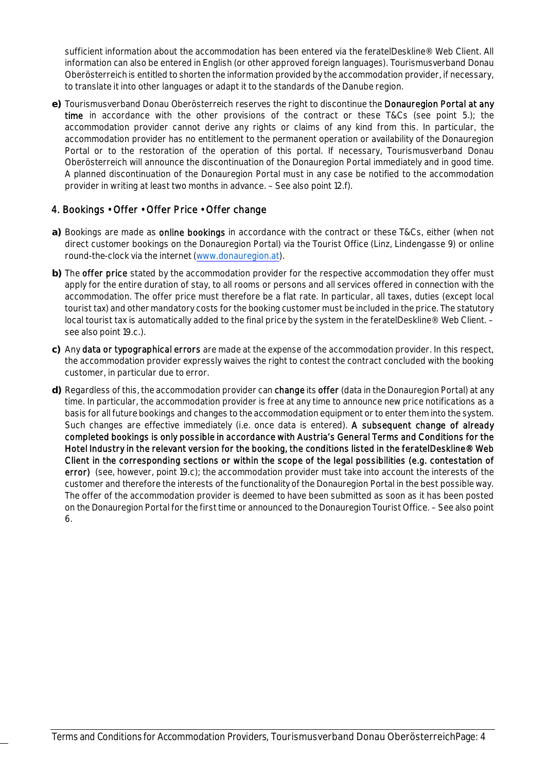sufficient information about the accommodation has been entered via the feratelDeskline® Web Client. All information can also be entered in English (or other approved foreign languages). Tourismusverband Donau Oberösterreich is entitled to shorten the information provided by the accommodation provider, if necessary, to translate it into other languages or adapt it to the standards of the Danube region.

**e)** Tourismusverband Donau Oberösterreich reserves the right to discontinue the **Donauregion Portal at any time** in accordance with the other provisions of the contract or these T&Cs (see point 5.); the accommodation provider cannot derive any rights or claims of any kind from this. In particular, the accommodation provider has no entitlement to the permanent operation or availability of the Donauregion Portal or to the restoration of the operation of this portal. If necessary, Tourismusverband Donau Oberösterreich will announce the discontinuation of the Donauregion Portal immediately and in good time. A planned discontinuation of the Donauregion Portal must in any case be notified to the accommodation provider in writing at least two months in advance. – See also point 12.f).

## 4. Bookings • Offer • Offer Price • Offer change

**a)** Bookings are made as **online bookings** in accordance with the contract or these T&Cs, either (when not direct customer bookings on the Donauregion Portal) via the Tourist Office (Linz, Lindengasse 9) or online round-the-clock via the internet (www.donauregion.at).

**b)** The **offer price** stated by the accommodation provider for the respective accommodation they offer must apply for the entire duration of stay, to all rooms or persons and all services offered in connection with the accommodation. The offer price must therefore be a flat rate. In particular, all taxes, duties (except local tourist tax) and other mandatory costs for the booking customer must be included in the price. The statutory local tourist tax is automatically added to the final price by the system in the feratelDeskline® Web Client. – see also point 19.c.).

**c)** Any **data or typographical errors** are made at the expense of the accommodation provider. In this respect, the accommodation provider expressly waives the right to contest the contract concluded with the booking customer, in particular due to error.

**d)** Regardless of this, the accommodation provider can **change** its **offer** (data in the Donauregion Portal) at any time. In particular, the accommodation provider is free at any time to announce new price notifications as a basis for all future bookings and changes to the accommodation equipment or to enter them into the system. Such changes are effective immediately (i.e. once data is entered). **A subsequent change of already completed bookings is only possible in accordance with Austria's General Terms and Conditions for the Hotel Industry in the relevant version for the booking, the conditions listed in the feratelDeskline® Web Client in the corresponding sections or within the scope of the legal possibilities (e.g. contestation of error)** (see, however, point 19.c); the accommodation provider must take into account the interests of the customer and therefore the interests of the functionality of the Donauregion Portal in the best possible way. The offer of the accommodation provider is deemed to have been submitted as soon as it has been posted on the Donauregion Portal for the first time or announced to the Donauregion Tourist Office. – See also point 6.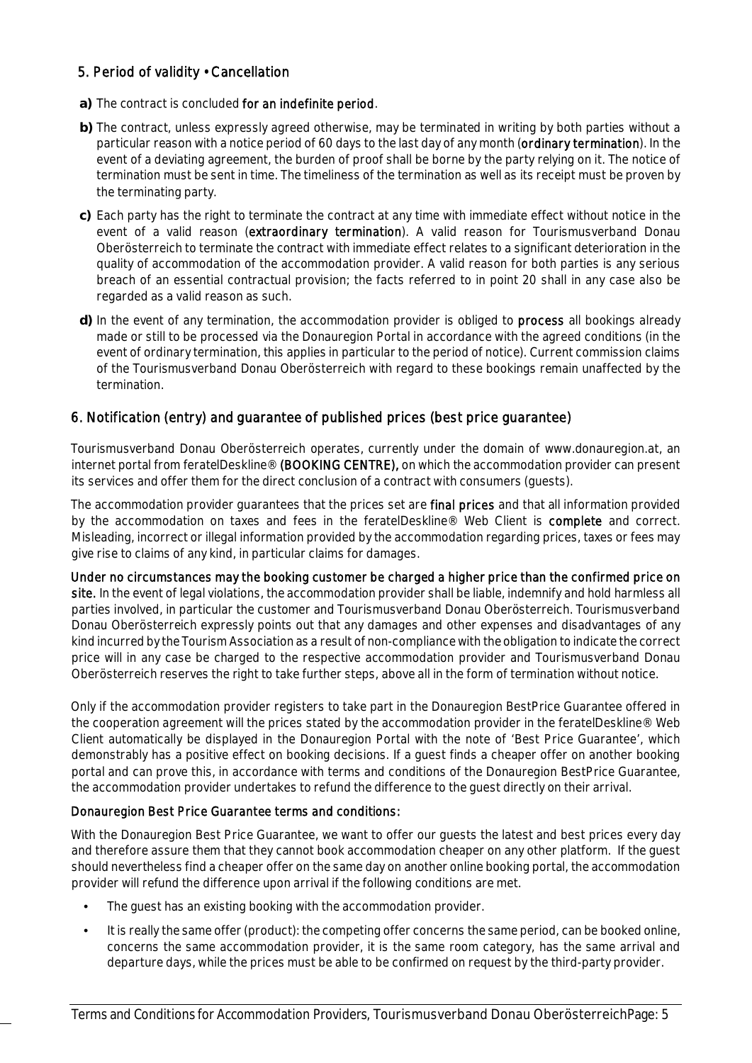## 5. Period of validity • Cancellation

**a)** The contract is concluded **for an indefinite period**.

**b)** The contract, unless expressly agreed otherwise, may be terminated in writing by both parties without a particular reason with a notice period of 60 days to the last day of any month (**ordinary termination**). In the event of a deviating agreement, the burden of proof shall be borne by the party relying on it. The notice of termination must be sent in time. The timeliness of the termination as well as its receipt must be proven by the terminating party.

**c)** Each party has the right to terminate the contract at any time with immediate effect without notice in the event of a valid reason (**extraordinary termination**). A valid reason for Tourismusverband Donau Oberösterreich to terminate the contract with immediate effect relates to a significant deterioration in the quality of accommodation of the accommodation provider. A valid reason for both parties is any serious breach of an essential contractual provision; the facts referred to in point 20 shall in any case also be regarded as a valid reason as such.

**d)** In the event of any termination, the accommodation provider is obliged to **process** all bookings already made or still to be processed via the Donauregion Portal in accordance with the agreed conditions (in the event of ordinary termination, this applies in particular to the period of notice). Current commission claims of the Tourismusverband Donau Oberösterreich with regard to these bookings remain unaffected by the termination.

## 6. Notification (entry) and guarantee of published prices (best price guarantee)

Tourismusverband Donau Oberösterreich operates, currently under the domain of www.donauregion.at, an internet portal from feratelDeskline® **(BOOKING CENTRE),** on which the accommodation provider can present its services and offer them for the direct conclusion of a contract with consumers (guests).

The accommodation provider guarantees that the prices set are **final prices** and that all information provided by the accommodation on taxes and fees in the feratelDeskline® Web Client is **complete** and correct. Misleading, incorrect or illegal information provided by the accommodation regarding prices, taxes or fees may give rise to claims of any kind, in particular claims for damages.

**Under no circumstances may the booking customer be charged a higher price than the confirmed price on site.** In the event of legal violations, the accommodation provider shall be liable, indemnify and hold harmless all parties involved, in particular the customer and Tourismusverband Donau Oberösterreich. Tourismusverband Donau Oberösterreich expressly points out that any damages and other expenses and disadvantages of any kind incurred by the Tourism Association as a result of non-compliance with the obligation to indicate the correct price will in any case be charged to the respective accommodation provider and Tourismusverband Donau Oberösterreich reserves the right to take further steps, above all in the form of termination without notice.

Only if the accommodation provider registers to take part in the Donauregion BestPrice Guarantee offered in the cooperation agreement will the prices stated by the accommodation provider in the feratelDeskline® Web Client automatically be displayed in the Donauregion Portal with the note of 'Best Price Guarantee', which demonstrably has a positive effect on booking decisions. If a guest finds a cheaper offer on another booking portal and can prove this, in accordance with terms and conditions of the Donauregion BestPrice Guarantee, the accommodation provider undertakes to refund the difference to the guest directly on their arrival.

**Donauregion Best Price Guarantee terms and conditions:**

With the Donauregion Best Price Guarantee, we want to offer our guests the latest and best prices every day and therefore assure them that they cannot book accommodation cheaper on any other platform. If the guest should nevertheless find a cheaper offer on the same day on another online booking portal, the accommodation provider will refund the difference upon arrival if the following conditions are met.

- The guest has an existing booking with the accommodation provider.
- It is really the same offer (product): the competing offer concerns the same period, can be booked online, concerns the same accommodation provider, it is the same room category, has the same arrival and departure days, while the prices must be able to be confirmed on request by the third-party provider.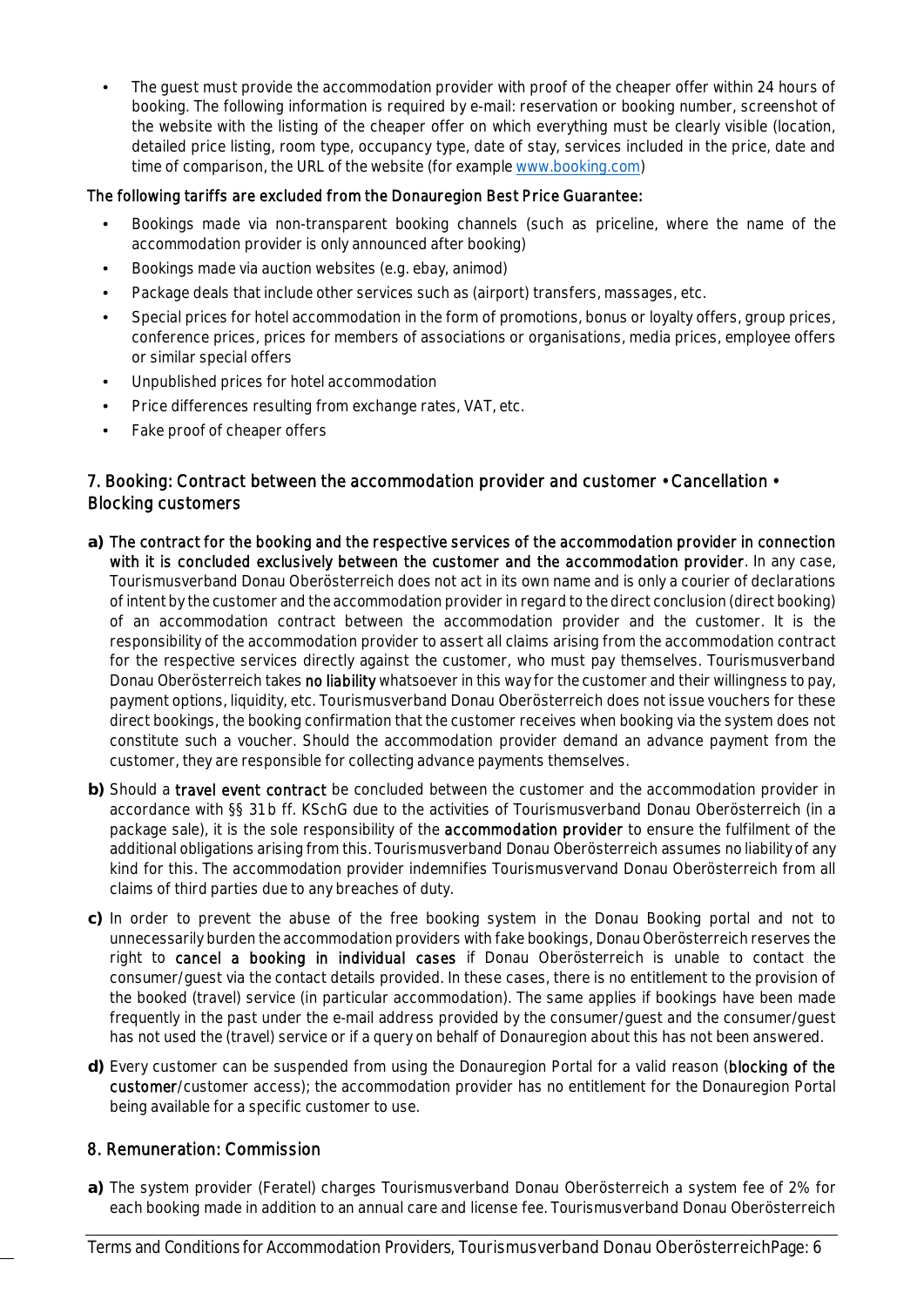- The guest must provide the accommodation provider with proof of the cheaper offer within 24 hours of booking. The following information is required by e-mail: reservation or booking number, screenshot of the website with the listing of the cheaper offer on which everything must be clearly visible (location, detailed price listing, room type, occupancy type, date of stay, services included in the price, date and time of comparison, the URL of the website (for example www.booking.com)

**The following tariffs are excluded from the Donauregion Best Price Guarantee:**

- Bookings made via non-transparent booking channels (such as priceline, where the name of the accommodation provider is only announced after booking)
- Bookings made via auction websites (e.g. ebay, animod)
- Package deals that include other services such as (airport) transfers, massages, etc.
- Special prices for hotel accommodation in the form of promotions, bonus or loyalty offers, group prices, conference prices, prices for members of associations or organisations, media prices, employee offers or similar special offers
- Unpublished prices for hotel accommodation
- Price differences resulting from exchange rates, VAT, etc.
- Fake proof of cheaper offers

## 7. Booking: Contract between the accommodation provider and customer • Cancellation • Blocking customers

**a)** **The contract for the booking and the respective services of the accommodation provider in connection with it is concluded exclusively between the customer and the accommodation provider**. In any case, Tourismusverband Donau Oberösterreich does not act in its own name and is only a courier of declarations of intent by the customer and the accommodation provider in regard to the direct conclusion (direct booking) of an accommodation contract between the accommodation provider and the customer. It is the responsibility of the accommodation provider to assert all claims arising from the accommodation contract for the respective services directly against the customer, who must pay themselves. Tourismusverband Donau Oberösterreich takes **no liability** whatsoever in this way for the customer and their willingness to pay, payment options, liquidity, etc. Tourismusverband Donau Oberösterreich does not issue vouchers for these direct bookings, the booking confirmation that the customer receives when booking via the system does not constitute such a voucher. Should the accommodation provider demand an advance payment from the customer, they are responsible for collecting advance payments themselves.

**b)** Should a **travel event contract** be concluded between the customer and the accommodation provider in accordance with §§ 31b ff. KSchG due to the activities of Tourismusverband Donau Oberösterreich (in a package sale), it is the sole responsibility of the **accommodation provider** to ensure the fulfilment of the additional obligations arising from this. Tourismusverband Donau Oberösterreich assumes no liability of any kind for this. The accommodation provider indemnifies Tourismusvervand Donau Oberösterreich from all claims of third parties due to any breaches of duty.

**c)** In order to prevent the abuse of the free booking system in the Donau Booking portal and not to unnecessarily burden the accommodation providers with fake bookings, Donau Oberösterreich reserves the right to **cancel a booking in individual cases** if Donau Oberösterreich is unable to contact the consumer/guest via the contact details provided. In these cases, there is no entitlement to the provision of the booked (travel) service (in particular accommodation). The same applies if bookings have been made frequently in the past under the e-mail address provided by the consumer/guest and the consumer/guest has not used the (travel) service or if a query on behalf of Donauregion about this has not been answered.

**d)** Every customer can be suspended from using the Donauregion Portal for a valid reason (**blocking of the customer**/customer access); the accommodation provider has no entitlement for the Donauregion Portal being available for a specific customer to use.

## 8. Remuneration: Commission

**a)** The system provider (Feratel) charges Tourismusverband Donau Oberösterreich a system fee of 2% for each booking made in addition to an annual care and license fee. Tourismusverband Donau Oberösterreich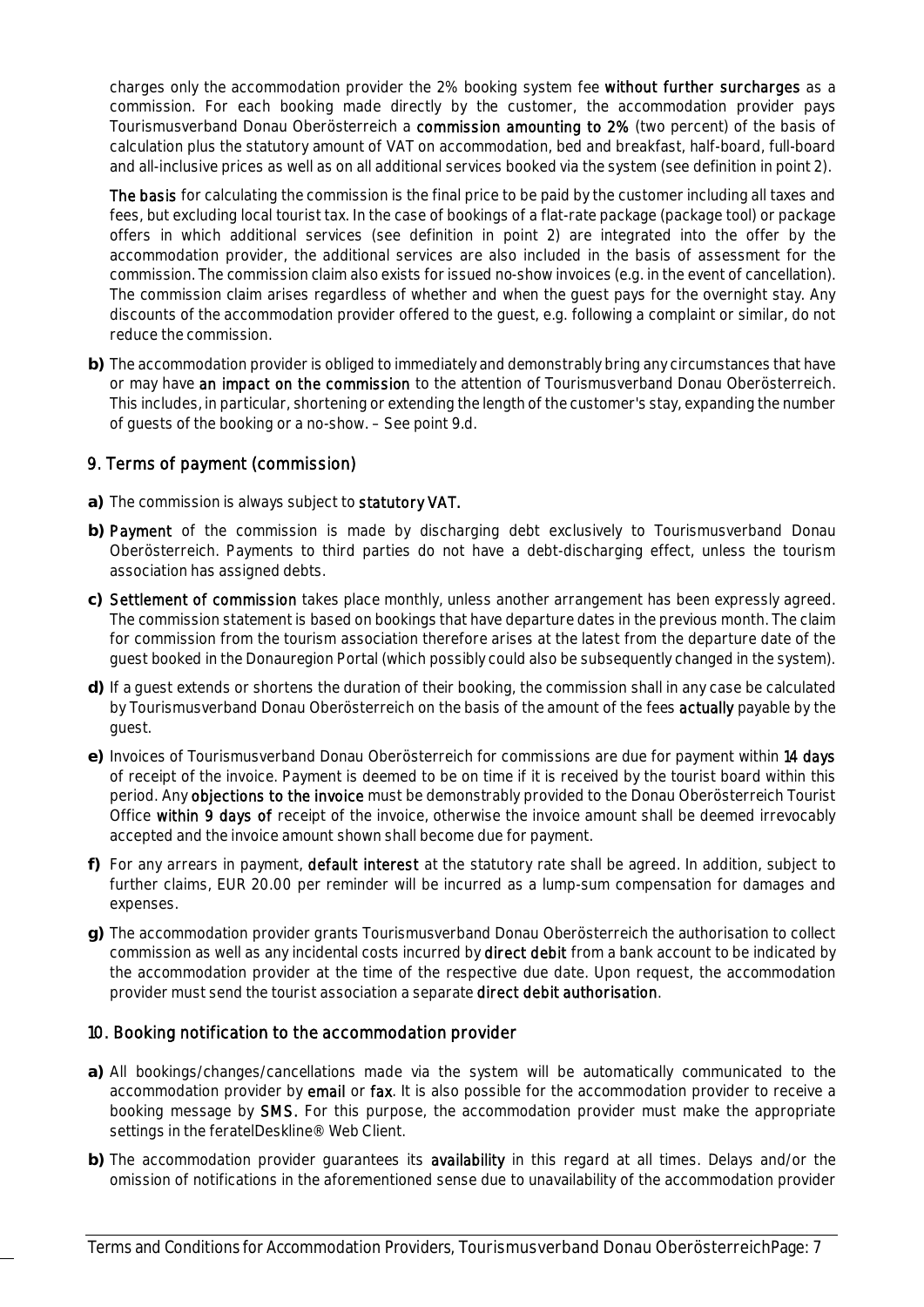charges only the accommodation provider the 2% booking system fee **without further surcharges** as a commission. For each booking made directly by the customer, the accommodation provider pays Tourismusverband Donau Oberösterreich a **commission amounting to 2%** (two percent) of the basis of calculation plus the statutory amount of VAT on accommodation, bed and breakfast, half-board, full-board and all-inclusive prices as well as on all additional services booked via the system (see definition in point 2).

**The basis** for calculating the commission is the final price to be paid by the customer including all taxes and fees, but excluding local tourist tax. In the case of bookings of a flat-rate package (package tool) or package offers in which additional services (see definition in point 2) are integrated into the offer by the accommodation provider, the additional services are also included in the basis of assessment for the commission. The commission claim also exists for issued no-show invoices (e.g. in the event of cancellation). The commission claim arises regardless of whether and when the guest pays for the overnight stay. Any discounts of the accommodation provider offered to the guest, e.g. following a complaint or similar, do not reduce the commission.

**b)** The accommodation provider is obliged to immediately and demonstrably bring any circumstances that have or may have **an impact on the commission** to the attention of Tourismusverband Donau Oberösterreich. This includes, in particular, shortening or extending the length of the customer's stay, expanding the number of guests of the booking or a no-show. – See point 9.d.

## 9. Terms of payment (commission)

**a)** The commission is always subject to **statutory VAT.**

**b)** **Payment** of the commission is made by discharging debt exclusively to Tourismusverband Donau Oberösterreich. Payments to third parties do not have a debt-discharging effect, unless the tourism association has assigned debts.

**c)** **Settlement of commission** takes place monthly, unless another arrangement has been expressly agreed. The commission statement is based on bookings that have departure dates in the previous month. The claim for commission from the tourism association therefore arises at the latest from the departure date of the guest booked in the Donauregion Portal (which possibly could also be subsequently changed in the system).

**d)** If a guest extends or shortens the duration of their booking, the commission shall in any case be calculated by Tourismusverband Donau Oberösterreich on the basis of the amount of the fees **actually** payable by the guest.

**e)** Invoices of Tourismusverband Donau Oberösterreich for commissions are due for payment within **14 days** of receipt of the invoice. Payment is deemed to be on time if it is received by the tourist board within this period. Any **objections to the invoice** must be demonstrably provided to the Donau Oberösterreich Tourist Office **within 9 days of** receipt of the invoice, otherwise the invoice amount shall be deemed irrevocably accepted and the invoice amount shown shall become due for payment.

**f)** For any arrears in payment, **default interest** at the statutory rate shall be agreed. In addition, subject to further claims, EUR 20.00 per reminder will be incurred as a lump-sum compensation for damages and expenses.

**g)** The accommodation provider grants Tourismusverband Donau Oberösterreich the authorisation to collect commission as well as any incidental costs incurred by **direct debit** from a bank account to be indicated by the accommodation provider at the time of the respective due date. Upon request, the accommodation provider must send the tourist association a separate **direct debit authorisation**.

## 10. Booking notification to the accommodation provider

**a)** All bookings/changes/cancellations made via the system will be automatically communicated to the accommodation provider by **email** or **fax**. It is also possible for the accommodation provider to receive a booking message by **SMS.** For this purpose, the accommodation provider must make the appropriate settings in the feratelDeskline® Web Client.

**b)** The accommodation provider guarantees its **availability** in this regard at all times. Delays and/or the omission of notifications in the aforementioned sense due to unavailability of the accommodation provider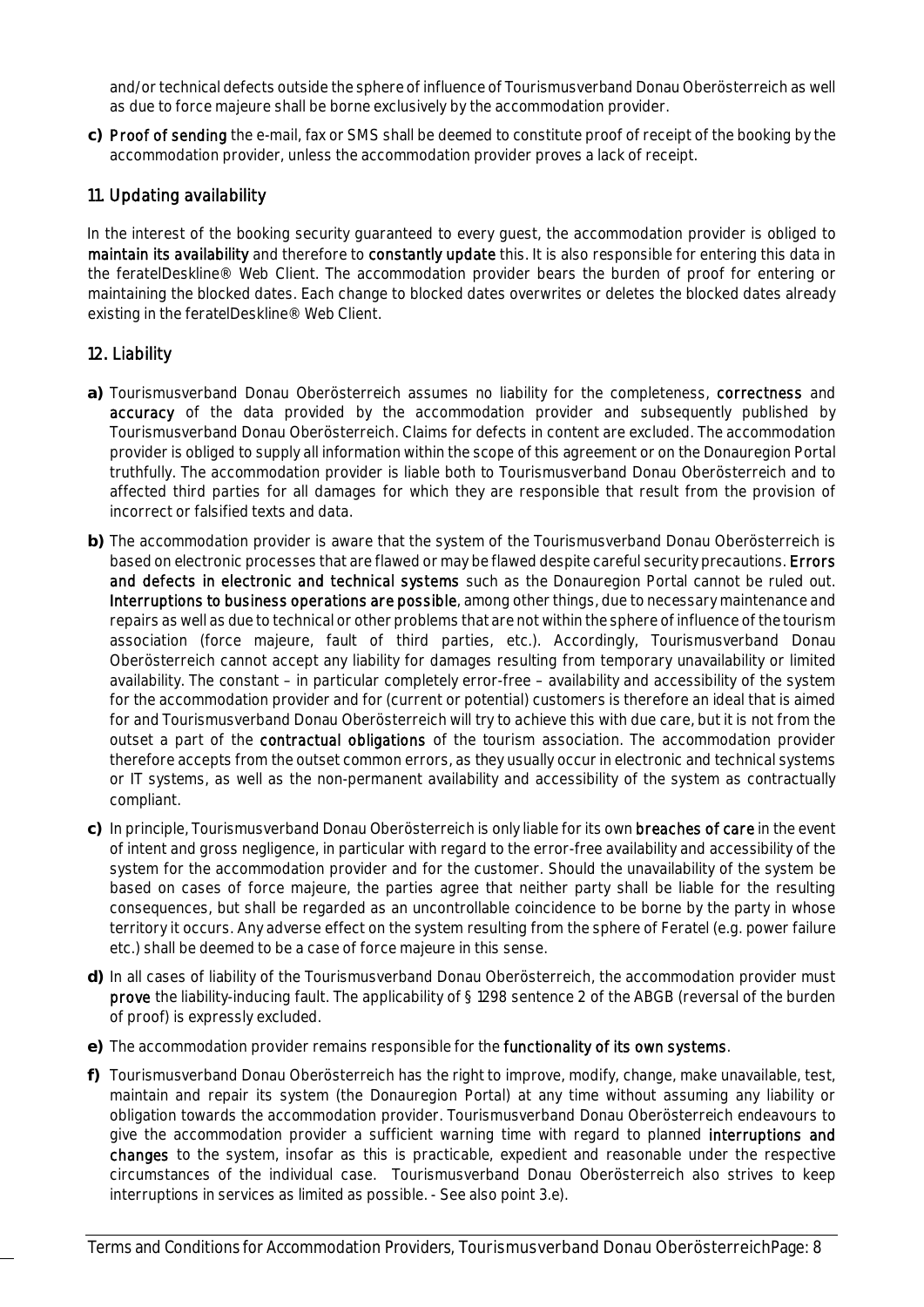and/or technical defects outside the sphere of influence of Tourismusverband Donau Oberösterreich as well as due to force majeure shall be borne exclusively by the accommodation provider.

**c)** **Proof of sending** the e-mail, fax or SMS shall be deemed to constitute proof of receipt of the booking by the accommodation provider, unless the accommodation provider proves a lack of receipt.

## 11. Updating availability

In the interest of the booking security guaranteed to every guest, the accommodation provider is obliged to **maintain its availability** and therefore to **constantly update** this. It is also responsible for entering this data in the feratelDeskline® Web Client. The accommodation provider bears the burden of proof for entering or maintaining the blocked dates. Each change to blocked dates overwrites or deletes the blocked dates already existing in the feratelDeskline® Web Client.

## 12. Liability

**a)** Tourismusverband Donau Oberösterreich assumes no liability for the completeness, **correctness** and **accuracy** of the data provided by the accommodation provider and subsequently published by Tourismusverband Donau Oberösterreich. Claims for defects in content are excluded. The accommodation provider is obliged to supply all information within the scope of this agreement or on the Donauregion Portal truthfully. The accommodation provider is liable both to Tourismusverband Donau Oberösterreich and to affected third parties for all damages for which they are responsible that result from the provision of incorrect or falsified texts and data.

**b)** The accommodation provider is aware that the system of the Tourismusverband Donau Oberösterreich is based on electronic processes that are flawed or may be flawed despite careful security precautions. **Errors and defects in electronic and technical systems** such as the Donauregion Portal cannot be ruled out. **Interruptions to business operations are possible**, among other things, due to necessary maintenance and repairs as well as due to technical or other problems that are not within the sphere of influence of the tourism association (force majeure, fault of third parties, etc.). Accordingly, Tourismusverband Donau Oberösterreich cannot accept any liability for damages resulting from temporary unavailability or limited availability. The constant – in particular completely error-free – availability and accessibility of the system for the accommodation provider and for (current or potential) customers is therefore an ideal that is aimed for and Tourismusverband Donau Oberösterreich will try to achieve this with due care, but it is not from the outset a part of the **contractual obligations** of the tourism association. The accommodation provider therefore accepts from the outset common errors, as they usually occur in electronic and technical systems or IT systems, as well as the non-permanent availability and accessibility of the system as contractually compliant.

**c)** In principle, Tourismusverband Donau Oberösterreich is only liable for its own **breaches of care** in the event of intent and gross negligence, in particular with regard to the error-free availability and accessibility of the system for the accommodation provider and for the customer. Should the unavailability of the system be based on cases of force majeure, the parties agree that neither party shall be liable for the resulting consequences, but shall be regarded as an uncontrollable coincidence to be borne by the party in whose territory it occurs. Any adverse effect on the system resulting from the sphere of Feratel (e.g. power failure etc.) shall be deemed to be a case of force majeure in this sense.

**d)** In all cases of liability of the Tourismusverband Donau Oberösterreich, the accommodation provider must **prove** the liability-inducing fault. The applicability of § 1298 sentence 2 of the ABGB (reversal of the burden of proof) is expressly excluded.

**e)** The accommodation provider remains responsible for the **functionality of its own systems**.

**f)** Tourismusverband Donau Oberösterreich has the right to improve, modify, change, make unavailable, test, maintain and repair its system (the Donauregion Portal) at any time without assuming any liability or obligation towards the accommodation provider. Tourismusverband Donau Oberösterreich endeavours to give the accommodation provider a sufficient warning time with regard to planned **interruptions and changes** to the system, insofar as this is practicable, expedient and reasonable under the respective circumstances of the individual case. Tourismusverband Donau Oberösterreich also strives to keep interruptions in services as limited as possible. - See also point 3.e).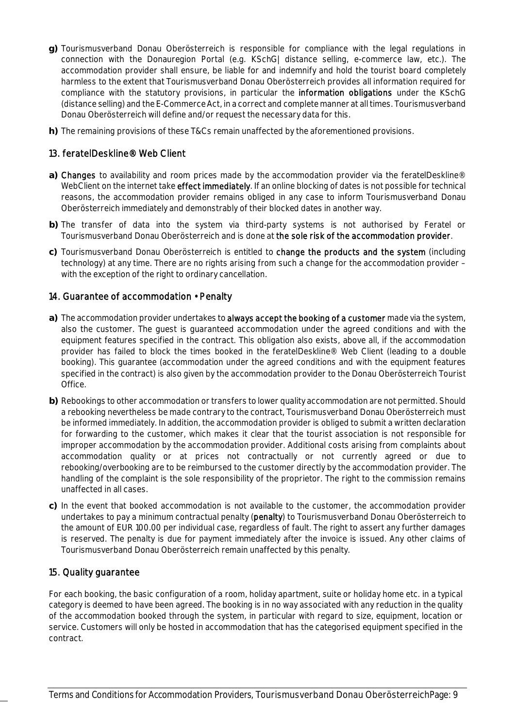**g)** Tourismusverband Donau Oberösterreich is responsible for compliance with the legal regulations in connection with the Donauregion Portal (e.g. KSchG| distance selling, e-commerce law, etc.). The accommodation provider shall ensure, be liable for and indemnify and hold the tourist board completely harmless to the extent that Tourismusverband Donau Oberösterreich provides all information required for compliance with the statutory provisions, in particular the **information obligations** under the KSchG (distance selling) and the E-Commerce Act, in a correct and complete manner at all times. Tourismusverband Donau Oberösterreich will define and/or request the necessary data for this.

**h)** The remaining provisions of these T&Cs remain unaffected by the aforementioned provisions.

## 13. feratelDeskline® Web Client

**a)** **Changes** to availability and room prices made by the accommodation provider via the feratelDeskline® WebClient on the internet take **effect immediately**. If an online blocking of dates is not possible for technical reasons, the accommodation provider remains obliged in any case to inform Tourismusverband Donau Oberösterreich immediately and demonstrably of their blocked dates in another way.

**b)** The transfer of data into the system via third-party systems is not authorised by Feratel or Tourismusverband Donau Oberösterreich and is done at **the sole risk of the accommodation provider**.

**c)** Tourismusverband Donau Oberösterreich is entitled to **change the products and the system** (including technology) at any time. There are no rights arising from such a change for the accommodation provider – with the exception of the right to ordinary cancellation.

## 14. Guarantee of accommodation • Penalty

**a)** The accommodation provider undertakes to **always accept the booking of a customer** made via the system, also the customer. The guest is guaranteed accommodation under the agreed conditions and with the equipment features specified in the contract. This obligation also exists, above all, if the accommodation provider has failed to block the times booked in the feratelDeskline® Web Client (leading to a double booking). This guarantee (accommodation under the agreed conditions and with the equipment features specified in the contract) is also given by the accommodation provider to the Donau Oberösterreich Tourist Office.

**b)** Rebookings to other accommodation or transfers to lower quality accommodation are not permitted. Should a rebooking nevertheless be made contrary to the contract, Tourismusverband Donau Oberösterreich must be informed immediately. In addition, the accommodation provider is obliged to submit a written declaration for forwarding to the customer, which makes it clear that the tourist association is not responsible for improper accommodation by the accommodation provider. Additional costs arising from complaints about accommodation quality or at prices not contractually or not currently agreed or due to rebooking/overbooking are to be reimbursed to the customer directly by the accommodation provider. The handling of the complaint is the sole responsibility of the proprietor. The right to the commission remains unaffected in all cases.

**c)** In the event that booked accommodation is not available to the customer, the accommodation provider undertakes to pay a minimum contractual penalty (**penalty**) to Tourismusverband Donau Oberösterreich to the amount of EUR 100.00 per individual case, regardless of fault. The right to assert any further damages is reserved. The penalty is due for payment immediately after the invoice is issued. Any other claims of Tourismusverband Donau Oberösterreich remain unaffected by this penalty.

## 15. Quality guarantee

For each booking, the basic configuration of a room, holiday apartment, suite or holiday home etc. in a typical category is deemed to have been agreed. The booking is in no way associated with any reduction in the quality of the accommodation booked through the system, in particular with regard to size, equipment, location or service. Customers will only be hosted in accommodation that has the categorised equipment specified in the contract.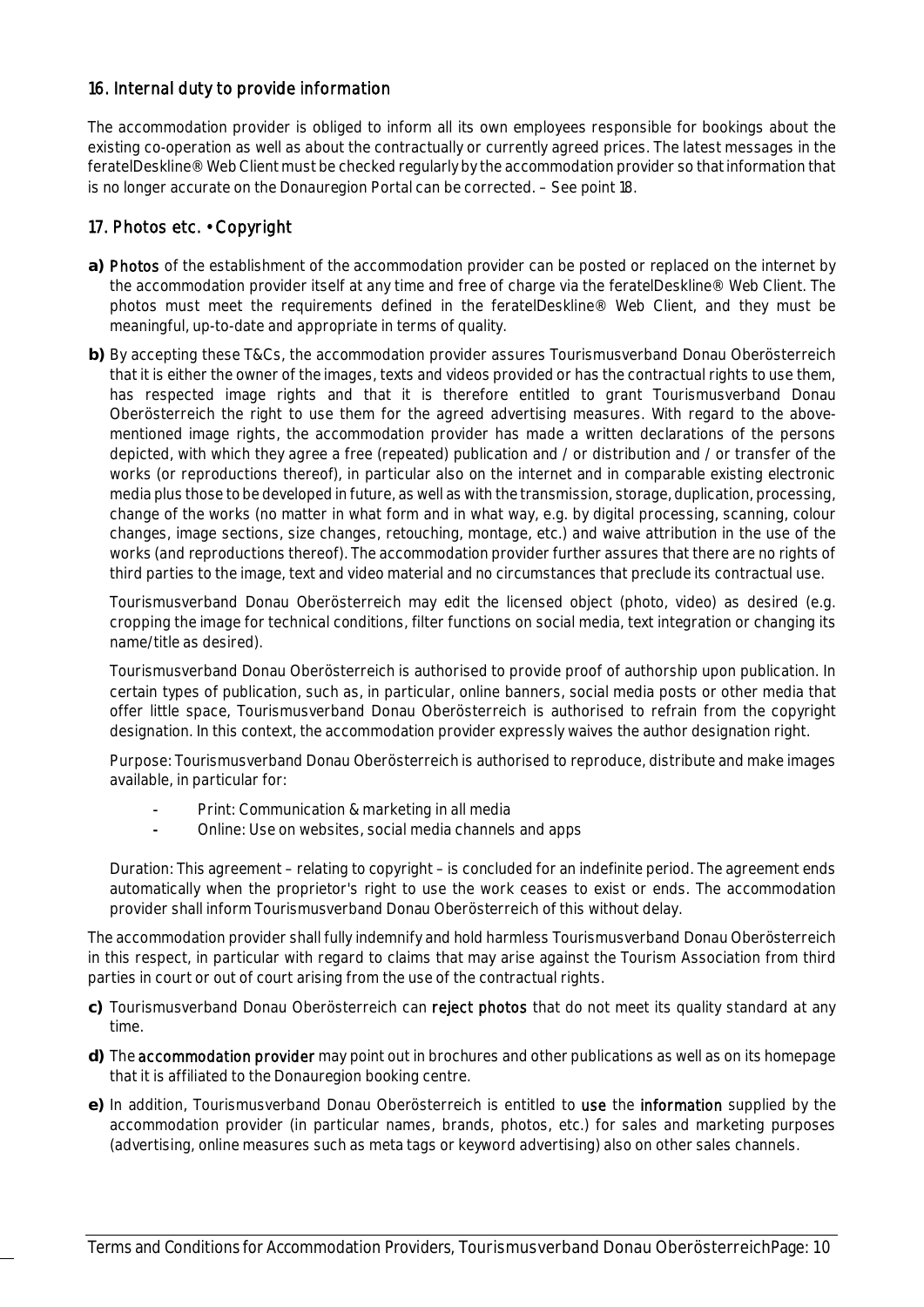## 16. Internal duty to provide information

The accommodation provider is obliged to inform all its own employees responsible for bookings about the existing co-operation as well as about the contractually or currently agreed prices. The latest messages in the feratelDeskline® Web Client must be checked regularly by the accommodation provider so that information that is no longer accurate on the Donauregion Portal can be corrected. – See point 18.

## 17. Photos etc. • Copyright

**a)** Photos of the establishment of the accommodation provider can be posted or replaced on the internet by the accommodation provider itself at any time and free of charge via the feratelDeskline® Web Client. The photos must meet the requirements defined in the feratelDeskline® Web Client, and they must be meaningful, up-to-date and appropriate in terms of quality.

**b)** By accepting these T&Cs, the accommodation provider assures Tourismusverband Donau Oberösterreich that it is either the owner of the images, texts and videos provided or has the contractual rights to use them, has respected image rights and that it is therefore entitled to grant Tourismusverband Donau Oberösterreich the right to use them for the agreed advertising measures. With regard to the above-mentioned image rights, the accommodation provider has made a written declarations of the persons depicted, with which they agree a free (repeated) publication and / or distribution and / or transfer of the works (or reproductions thereof), in particular also on the internet and in comparable existing electronic media plus those to be developed in future, as well as with the transmission, storage, duplication, processing, change of the works (no matter in what form and in what way, e.g. by digital processing, scanning, colour changes, image sections, size changes, retouching, montage, etc.) and waive attribution in the use of the works (and reproductions thereof). The accommodation provider further assures that there are no rights of third parties to the image, text and video material and no circumstances that preclude its contractual use.

Tourismusverband Donau Oberösterreich may edit the licensed object (photo, video) as desired (e.g. cropping the image for technical conditions, filter functions on social media, text integration or changing its name/title as desired).

Tourismusverband Donau Oberösterreich is authorised to provide proof of authorship upon publication. In certain types of publication, such as, in particular, online banners, social media posts or other media that offer little space, Tourismusverband Donau Oberösterreich is authorised to refrain from the copyright designation. In this context, the accommodation provider expressly waives the author designation right.

Purpose: Tourismusverband Donau Oberösterreich is authorised to reproduce, distribute and make images available, in particular for:

- Print: Communication & marketing in all media
- Online: Use on websites, social media channels and apps

Duration: This agreement – relating to copyright – is concluded for an indefinite period. The agreement ends automatically when the proprietor's right to use the work ceases to exist or ends. The accommodation provider shall inform Tourismusverband Donau Oberösterreich of this without delay.

The accommodation provider shall fully indemnify and hold harmless Tourismusverband Donau Oberösterreich in this respect, in particular with regard to claims that may arise against the Tourism Association from third parties in court or out of court arising from the use of the contractual rights.

**c)** Tourismusverband Donau Oberösterreich can reject photos that do not meet its quality standard at any time.

**d)** The accommodation provider may point out in brochures and other publications as well as on its homepage that it is affiliated to the Donauregion booking centre.

**e)** In addition, Tourismusverband Donau Oberösterreich is entitled to use the information supplied by the accommodation provider (in particular names, brands, photos, etc.) for sales and marketing purposes (advertising, online measures such as meta tags or keyword advertising) also on other sales channels.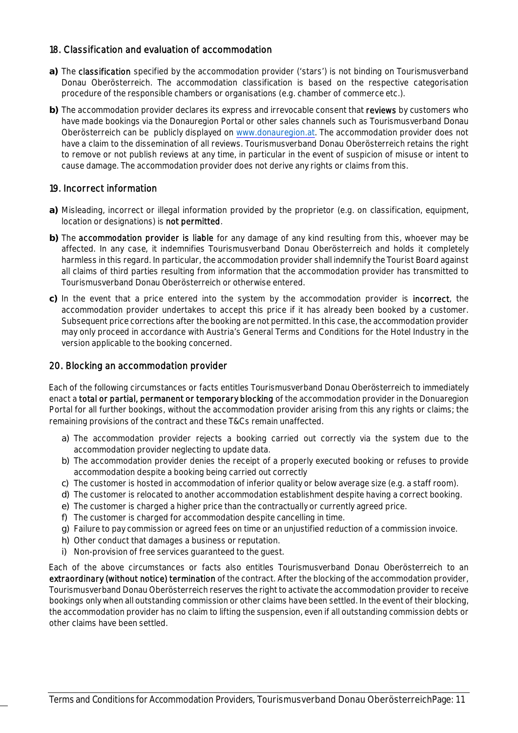## 18. Classification and evaluation of accommodation

**a)** The **classification** specified by the accommodation provider ('stars') is not binding on Tourismusverband Donau Oberösterreich. The accommodation classification is based on the respective categorisation procedure of the responsible chambers or organisations (e.g. chamber of commerce etc.).

**b)** The accommodation provider declares its express and irrevocable consent that **reviews** by customers who have made bookings via the Donauregion Portal or other sales channels such as Tourismusverband Donau Oberösterreich can be publicly displayed on www.donauregion.at. The accommodation provider does not have a claim to the dissemination of all reviews. Tourismusverband Donau Oberösterreich retains the right to remove or not publish reviews at any time, in particular in the event of suspicion of misuse or intent to cause damage. The accommodation provider does not derive any rights or claims from this.

## 19. Incorrect information

**a)** Misleading, incorrect or illegal information provided by the proprietor (e.g. on classification, equipment, location or designations) is **not permitted**.

**b)** The **accommodation provider is liable** for any damage of any kind resulting from this, whoever may be affected. In any case, it indemnifies Tourismusverband Donau Oberösterreich and holds it completely harmless in this regard. In particular, the accommodation provider shall indemnify the Tourist Board against all claims of third parties resulting from information that the accommodation provider has transmitted to Tourismusverband Donau Oberösterreich or otherwise entered.

**c)** In the event that a price entered into the system by the accommodation provider is **incorrect**, the accommodation provider undertakes to accept this price if it has already been booked by a customer. Subsequent price corrections after the booking are not permitted. In this case, the accommodation provider may only proceed in accordance with Austria's General Terms and Conditions for the Hotel Industry in the version applicable to the booking concerned.

## 20. Blocking an accommodation provider

Each of the following circumstances or facts entitles Tourismusverband Donau Oberösterreich to immediately enact a **total or partial, permanent or temporary blocking** of the accommodation provider in the Donauregion Portal for all further bookings, without the accommodation provider arising from this any rights or claims; the remaining provisions of the contract and these T&Cs remain unaffected.

a) The accommodation provider rejects a booking carried out correctly via the system due to the accommodation provider neglecting to update data.
b) The accommodation provider denies the receipt of a properly executed booking or refuses to provide accommodation despite a booking being carried out correctly
c) The customer is hosted in accommodation of inferior quality or below average size (e.g. a staff room).
d) The customer is relocated to another accommodation establishment despite having a correct booking.
e) The customer is charged a higher price than the contractually or currently agreed price.
f) The customer is charged for accommodation despite cancelling in time.
g) Failure to pay commission or agreed fees on time or an unjustified reduction of a commission invoice.
h) Other conduct that damages a business or reputation.
i) Non-provision of free services guaranteed to the guest.

Each of the above circumstances or facts also entitles Tourismusverband Donau Oberösterreich to an **extraordinary (without notice) termination** of the contract. After the blocking of the accommodation provider, Tourismusverband Donau Oberösterreich reserves the right to activate the accommodation provider to receive bookings only when all outstanding commission or other claims have been settled. In the event of their blocking, the accommodation provider has no claim to lifting the suspension, even if all outstanding commission debts or other claims have been settled.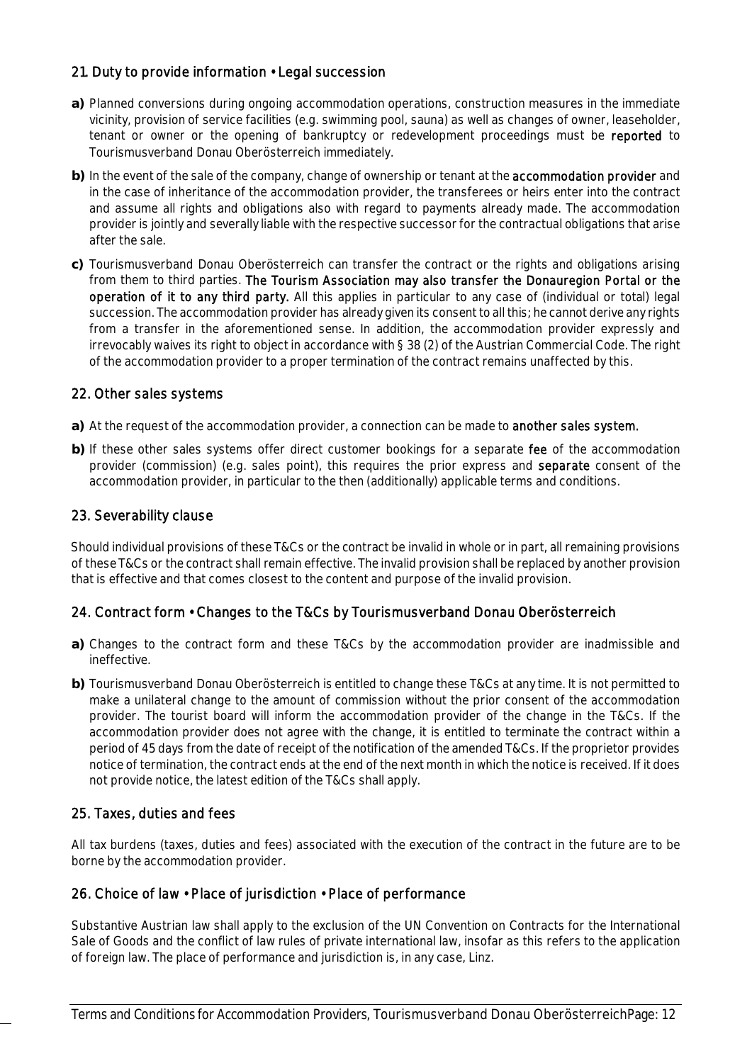## 21. Duty to provide information • Legal succession

**a)** Planned conversions during ongoing accommodation operations, construction measures in the immediate vicinity, provision of service facilities (e.g. swimming pool, sauna) as well as changes of owner, leaseholder, tenant or owner or the opening of bankruptcy or redevelopment proceedings must be reported to Tourismusverband Donau Oberösterreich immediately.

**b)** In the event of the sale of the company, change of ownership or tenant at the accommodation provider and in the case of inheritance of the accommodation provider, the transferees or heirs enter into the contract and assume all rights and obligations also with regard to payments already made. The accommodation provider is jointly and severally liable with the respective successor for the contractual obligations that arise after the sale.

**c)** Tourismusverband Donau Oberösterreich can transfer the contract or the rights and obligations arising from them to third parties. The Tourism Association may also transfer the Donauregion Portal or the operation of it to any third party. All this applies in particular to any case of (individual or total) legal succession. The accommodation provider has already given its consent to all this; he cannot derive any rights from a transfer in the aforementioned sense. In addition, the accommodation provider expressly and irrevocably waives its right to object in accordance with § 38 (2) of the Austrian Commercial Code. The right of the accommodation provider to a proper termination of the contract remains unaffected by this.

## 22. Other sales systems

**a)** At the request of the accommodation provider, a connection can be made to another sales system.

**b)** If these other sales systems offer direct customer bookings for a separate fee of the accommodation provider (commission) (e.g. sales point), this requires the prior express and separate consent of the accommodation provider, in particular to the then (additionally) applicable terms and conditions.

## 23. Severability clause

Should individual provisions of these T&Cs or the contract be invalid in whole or in part, all remaining provisions of these T&Cs or the contract shall remain effective. The invalid provision shall be replaced by another provision that is effective and that comes closest to the content and purpose of the invalid provision.

## 24. Contract form • Changes to the T&Cs by Tourismusverband Donau Oberösterreich

**a)** Changes to the contract form and these T&Cs by the accommodation provider are inadmissible and ineffective.

**b)** Tourismusverband Donau Oberösterreich is entitled to change these T&Cs at any time. It is not permitted to make a unilateral change to the amount of commission without the prior consent of the accommodation provider. The tourist board will inform the accommodation provider of the change in the T&Cs. If the accommodation provider does not agree with the change, it is entitled to terminate the contract within a period of 45 days from the date of receipt of the notification of the amended T&Cs. If the proprietor provides notice of termination, the contract ends at the end of the next month in which the notice is received. If it does not provide notice, the latest edition of the T&Cs shall apply.

## 25. Taxes, duties and fees

All tax burdens (taxes, duties and fees) associated with the execution of the contract in the future are to be borne by the accommodation provider.

## 26. Choice of law • Place of jurisdiction • Place of performance

Substantive Austrian law shall apply to the exclusion of the UN Convention on Contracts for the International Sale of Goods and the conflict of law rules of private international law, insofar as this refers to the application of foreign law. The place of performance and jurisdiction is, in any case, Linz.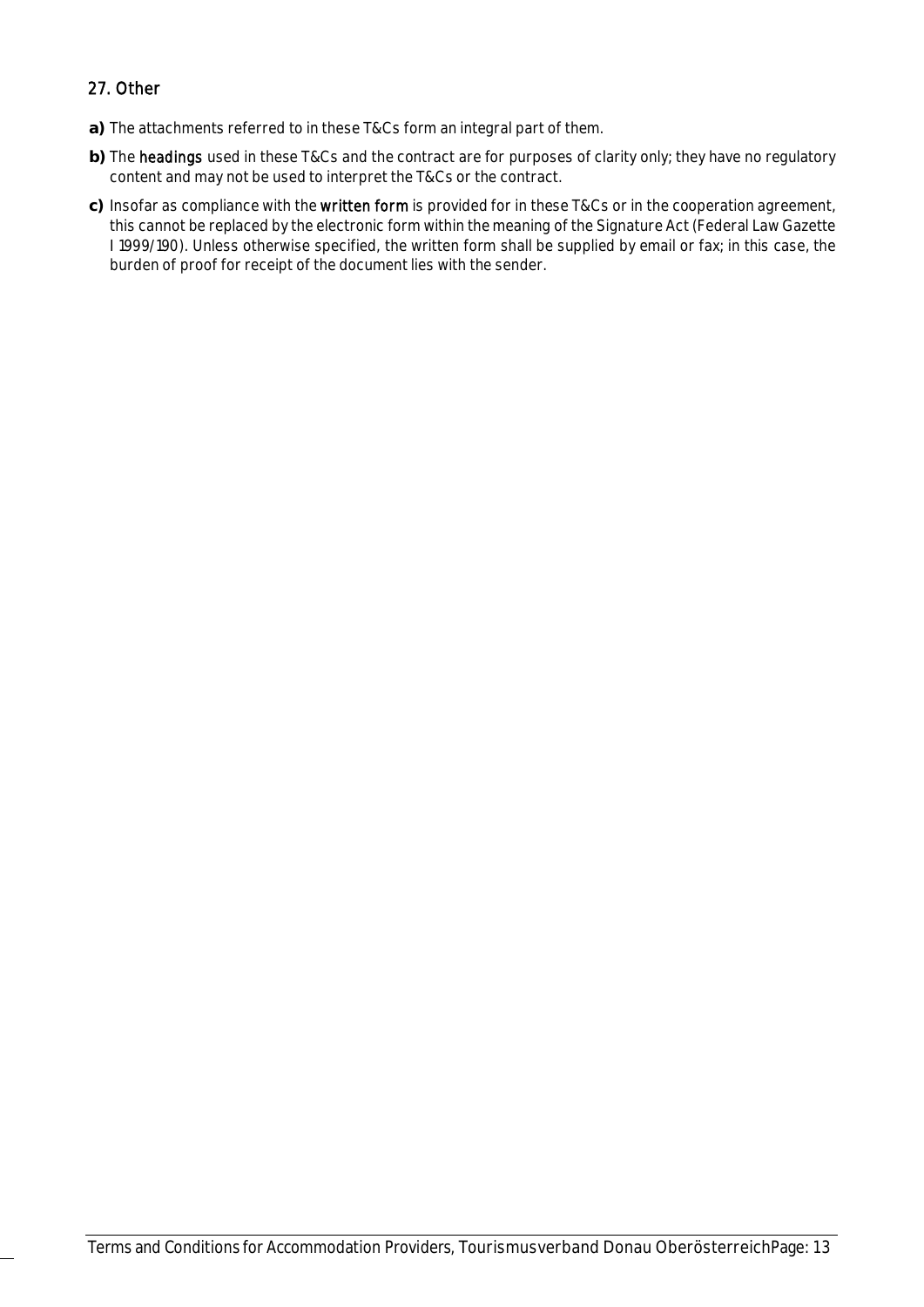## 27. Other

**a)** The attachments referred to in these T&Cs form an integral part of them.

**b)** The headings used in these T&Cs and the contract are for purposes of clarity only; they have no regulatory content and may not be used to interpret the T&Cs or the contract.

**c)** Insofar as compliance with the written form is provided for in these T&Cs or in the cooperation agreement, this cannot be replaced by the electronic form within the meaning of the Signature Act (Federal Law Gazette I 1999/190). Unless otherwise specified, the written form shall be supplied by email or fax; in this case, the burden of proof for receipt of the document lies with the sender.